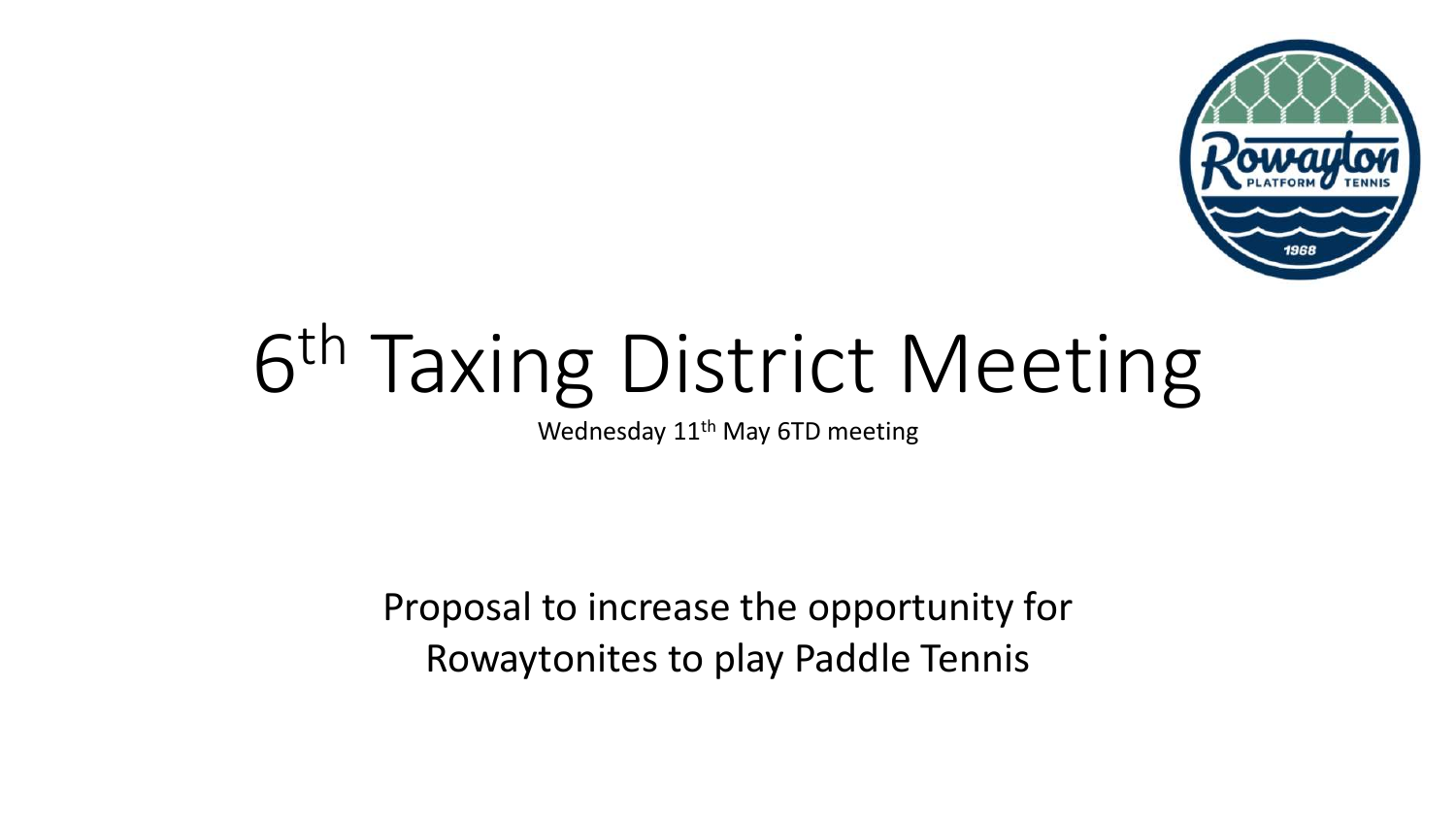# 6$^{th}$ Taxing District Meeting

Wednesday 11$^{th}$ May 6TD meeting

Proposal to increase the opportunity for Rowaytonites to play Paddle Tennis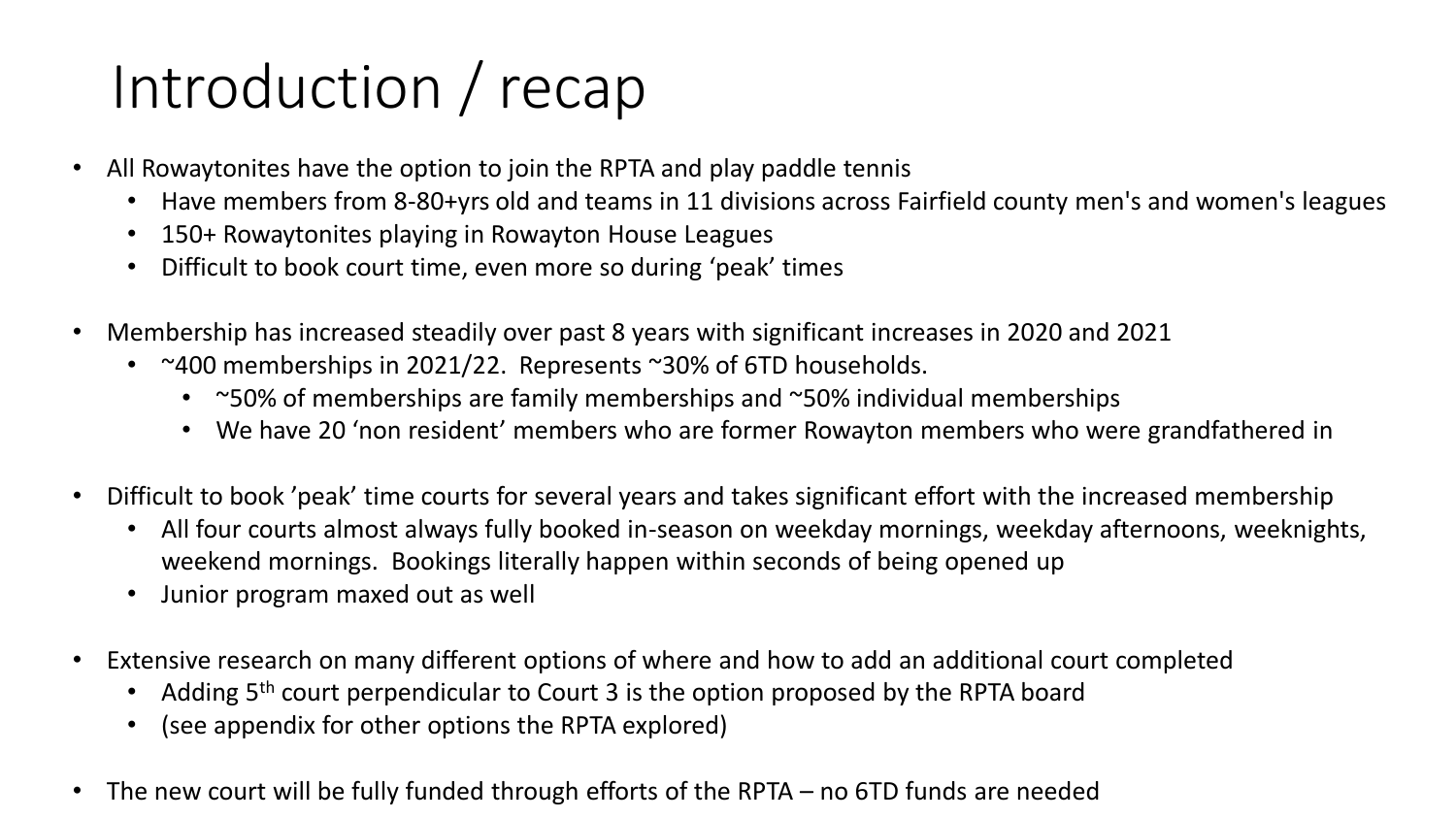# Introduction / recap

- All Rowaytonites have the option to join the RPTA and play paddle tennis
  - Have members from 8-80+yrs old and teams in 11 divisions across Fairfield county men's and women's leagues
  - 150+ Rowaytonites playing in Rowayton House Leagues
  - Difficult to book court time, even more so during 'peak' times
- Membership has increased steadily over past 8 years with significant increases in 2020 and 2021
  - ~400 memberships in 2021/22. Represents ~30% of 6TD households.
    - ~50% of memberships are family memberships and ~50% individual memberships
    - We have 20 'non resident' members who are former Rowayton members who were grandfathered in
- Difficult to book 'peak' time courts for several years and takes significant effort with the increased membership
  - All four courts almost always fully booked in-season on weekday mornings, weekday afternoons, weeknights, weekend mornings. Bookings literally happen within seconds of being opened up
  - Junior program maxed out as well
- Extensive research on many different options of where and how to add an additional court completed
  - Adding 5th court perpendicular to Court 3 is the option proposed by the RPTA board
  - (see appendix for other options the RPTA explored)
- The new court will be fully funded through efforts of the RPTA – no 6TD funds are needed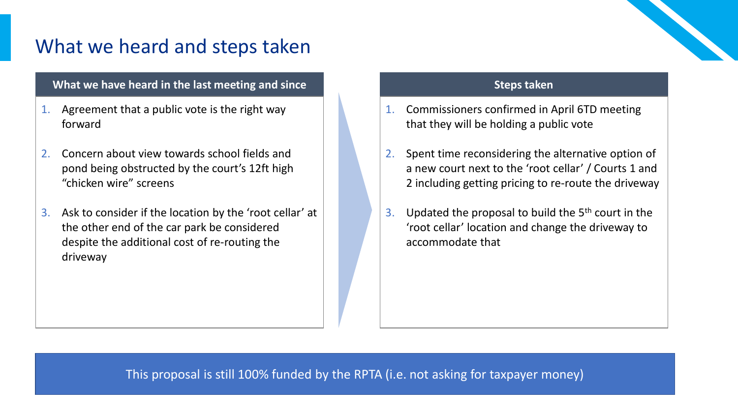# What we heard and steps taken

### What we have heard in the last meeting and since

1. Agreement that a public vote is the right way forward
2. Concern about view towards school fields and pond being obstructed by the court's 12ft high "chicken wire" screens
3. Ask to consider if the location by the 'root cellar' at the other end of the car park be considered despite the additional cost of re-routing the driveway

### Steps taken

1. Commissioners confirmed in April 6TD meeting that they will be holding a public vote
2. Spent time reconsidering the alternative option of a new court next to the 'root cellar' / Courts 1 and 2 including getting pricing to re-route the driveway
3. Updated the proposal to build the 5th court in the 'root cellar' location and change the driveway to accommodate that

This proposal is still 100% funded by the RPTA (i.e. not asking for taxpayer money)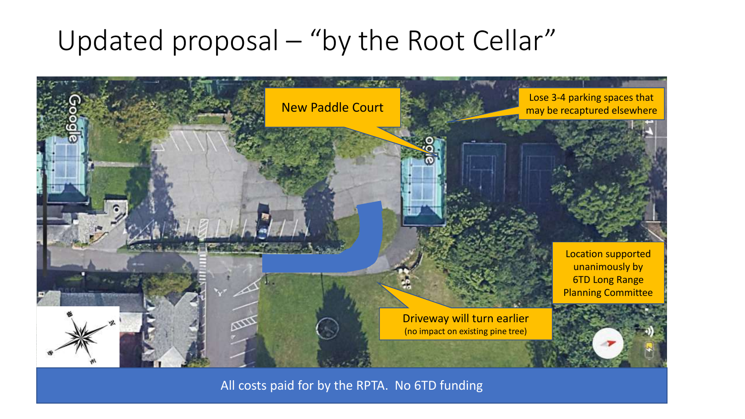# Updated proposal – "by the Root Cellar"

New Paddle Court

Lose 3-4 parking spaces that may be recaptured elsewhere

Location supported unanimously by 6TD Long Range Planning Committee

Driveway will turn earlier
(no impact on existing pine tree)

All costs paid for by the RPTA. No 6TD funding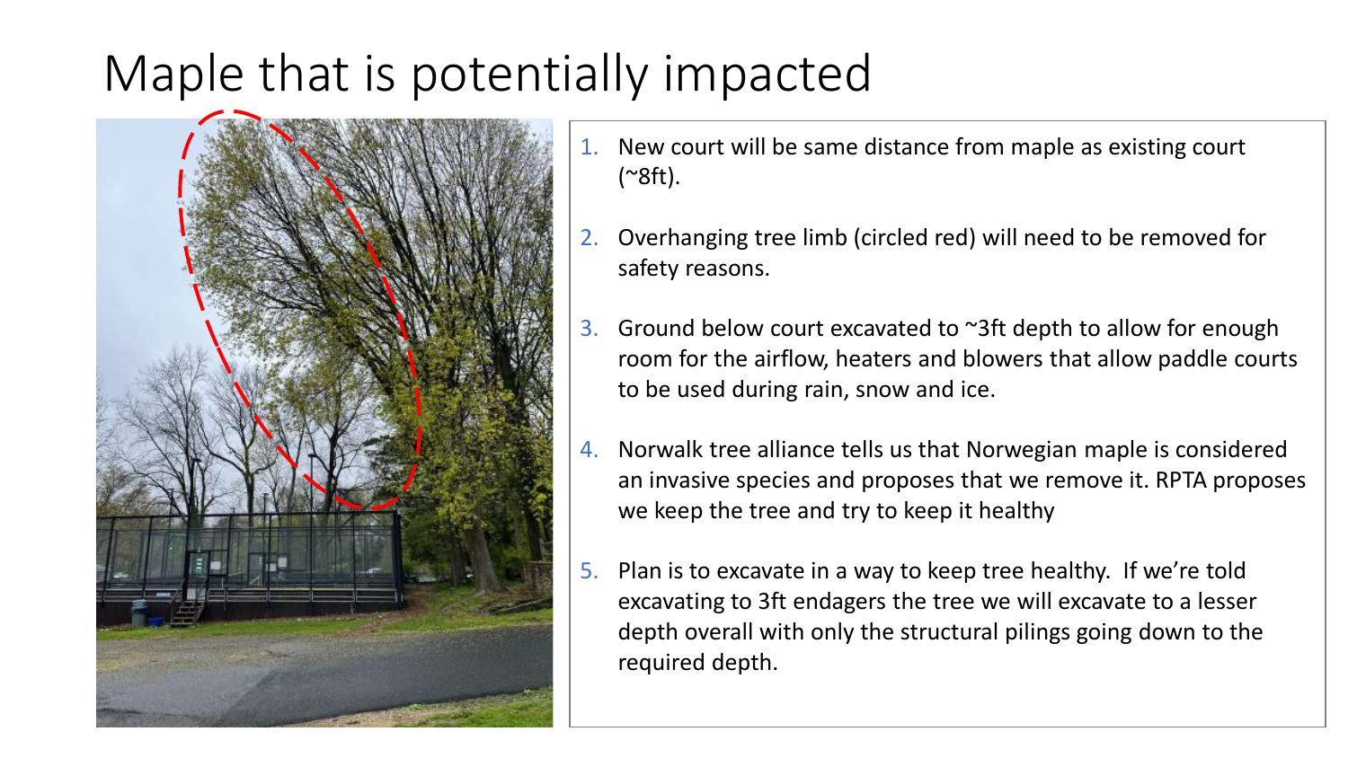# Maple that is potentially impacted

1. New court will be same distance from maple as existing court (~8ft).
2. Overhanging tree limb (circled red) will need to be removed for safety reasons.
3. Ground below court excavated to ~3ft depth to allow for enough room for the airflow, heaters and blowers that allow paddle courts to be used during rain, snow and ice.
4. Norwalk tree alliance tells us that Norwegian maple is considered an invasive species and proposes that we remove it. RPTA proposes we keep the tree and try to keep it healthy
5. Plan is to excavate in a way to keep tree healthy. If we're told excavating to 3ft endagers the tree we will excavate to a lesser depth overall with only the structural pilings going down to the required depth.